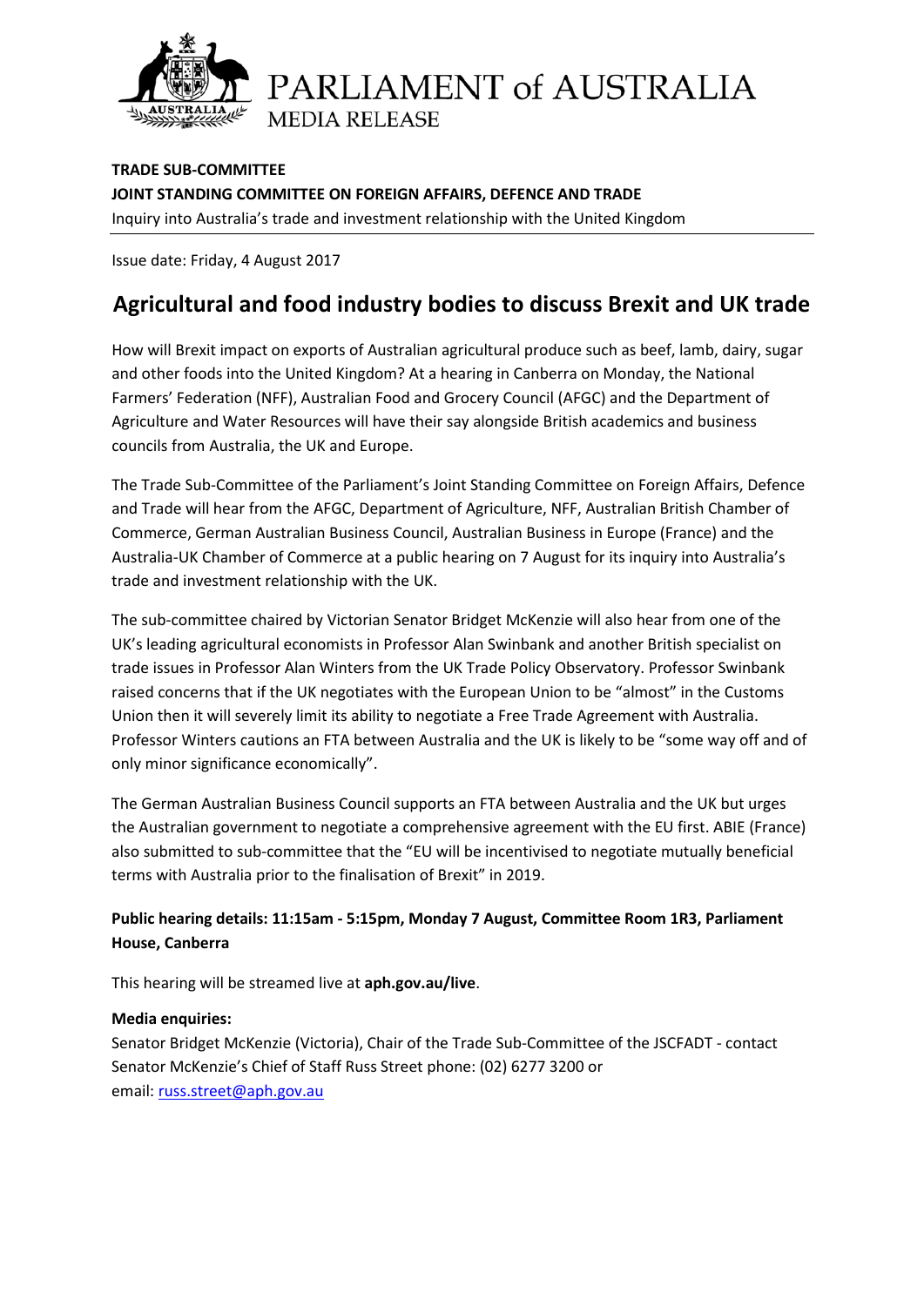PARLIAMENT of AUSTRALIA

MEDIA RELEASE

**TRADE SUB-COMMITTEE**

**JOINT STANDING COMMITTEE ON FOREIGN AFFAIRS, DEFENCE AND TRADE**

Inquiry into Australia's trade and investment relationship with the United Kingdom

Issue date: Friday, 4 August 2017

# Agricultural and food industry bodies to discuss Brexit and UK trade

How will Brexit impact on exports of Australian agricultural produce such as beef, lamb, dairy, sugar and other foods into the United Kingdom? At a hearing in Canberra on Monday, the National Farmers' Federation (NFF), Australian Food and Grocery Council (AFGC) and the Department of Agriculture and Water Resources will have their say alongside British academics and business councils from Australia, the UK and Europe.

The Trade Sub-Committee of the Parliament's Joint Standing Committee on Foreign Affairs, Defence and Trade will hear from the AFGC, Department of Agriculture, NFF, Australian British Chamber of Commerce, German Australian Business Council, Australian Business in Europe (France) and the Australia-UK Chamber of Commerce at a public hearing on 7 August for its inquiry into Australia's trade and investment relationship with the UK.

The sub-committee chaired by Victorian Senator Bridget McKenzie will also hear from one of the UK's leading agricultural economists in Professor Alan Swinbank and another British specialist on trade issues in Professor Alan Winters from the UK Trade Policy Observatory. Professor Swinbank raised concerns that if the UK negotiates with the European Union to be "almost" in the Customs Union then it will severely limit its ability to negotiate a Free Trade Agreement with Australia. Professor Winters cautions an FTA between Australia and the UK is likely to be "some way off and of only minor significance economically".

The German Australian Business Council supports an FTA between Australia and the UK but urges the Australian government to negotiate a comprehensive agreement with the EU first. ABIE (France) also submitted to sub-committee that the "EU will be incentivised to negotiate mutually beneficial terms with Australia prior to the finalisation of Brexit" in 2019.

**Public hearing details: 11:15am - 5:15pm, Monday 7 August, Committee Room 1R3, Parliament House, Canberra**

This hearing will be streamed live at **aph.gov.au/live**.

**Media enquiries:**

Senator Bridget McKenzie (Victoria), Chair of the Trade Sub-Committee of the JSCFADT - contact Senator McKenzie's Chief of Staff Russ Street phone: (02) 6277 3200 or email: russ.street@aph.gov.au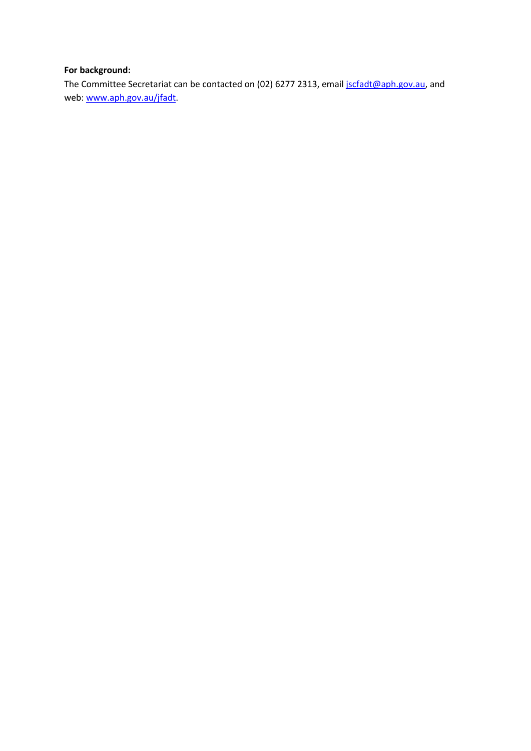**For background:**
The Committee Secretariat can be contacted on (02) 6277 2313, email jscfadt@aph.gov.au, and web: www.aph.gov.au/jfadt.